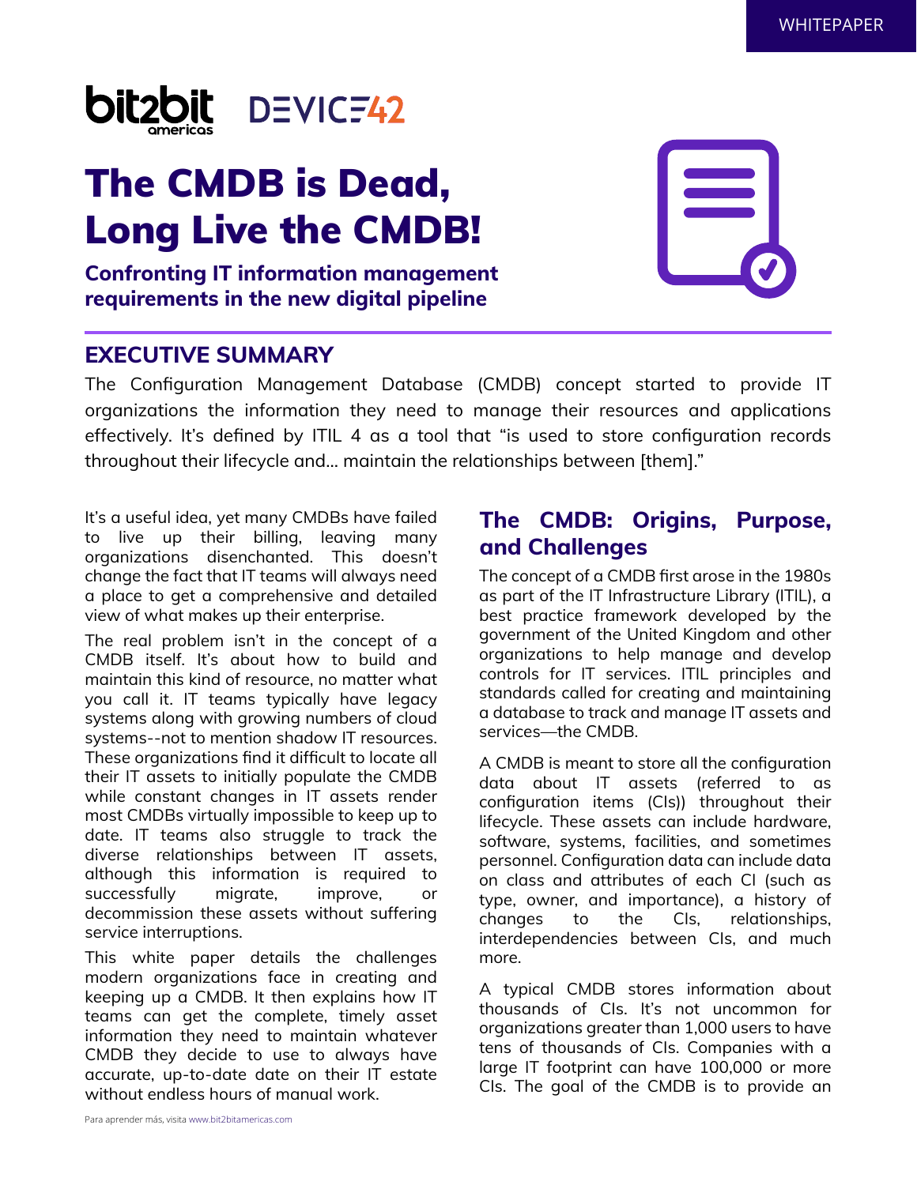WHITEPAPER

# The CMDB is Dead, Long Live the CMDB!

**Confronting IT information management requirements in the new digital pipeline**

## EXECUTIVE SUMMARY

The Configuration Management Database (CMDB) concept started to provide IT organizations the information they need to manage their resources and applications effectively. It's defined by ITIL 4 as a tool that "is used to store configuration records throughout their lifecycle and… maintain the relationships between [them]."

It's a useful idea, yet many CMDBs have failed to live up their billing, leaving many organizations disenchanted. This doesn't change the fact that IT teams will always need a place to get a comprehensive and detailed view of what makes up their enterprise.

The real problem isn't in the concept of a CMDB itself. It's about how to build and maintain this kind of resource, no matter what you call it. IT teams typically have legacy systems along with growing numbers of cloud systems--not to mention shadow IT resources. These organizations find it difficult to locate all their IT assets to initially populate the CMDB while constant changes in IT assets render most CMDBs virtually impossible to keep up to date. IT teams also struggle to track the diverse relationships between IT assets, although this information is required to successfully migrate, improve, or decommission these assets without suffering service interruptions.

This white paper details the challenges modern organizations face in creating and keeping up a CMDB. It then explains how IT teams can get the complete, timely asset information they need to maintain whatever CMDB they decide to use to always have accurate, up-to-date date on their IT estate without endless hours of manual work.

## The CMDB: Origins, Purpose, and Challenges

The concept of a CMDB first arose in the 1980s as part of the IT Infrastructure Library (ITIL), a best practice framework developed by the government of the United Kingdom and other organizations to help manage and develop controls for IT services. ITIL principles and standards called for creating and maintaining a database to track and manage IT assets and services—the CMDB.

A CMDB is meant to store all the configuration data about IT assets (referred to as configuration items (CIs)) throughout their lifecycle. These assets can include hardware, software, systems, facilities, and sometimes personnel. Configuration data can include data on class and attributes of each CI (such as type, owner, and importance), a history of changes to the CIs, relationships, interdependencies between CIs, and much more.

A typical CMDB stores information about thousands of CIs. It's not uncommon for organizations greater than 1,000 users to have tens of thousands of CIs. Companies with a large IT footprint can have 100,000 or more CIs. The goal of the CMDB is to provide an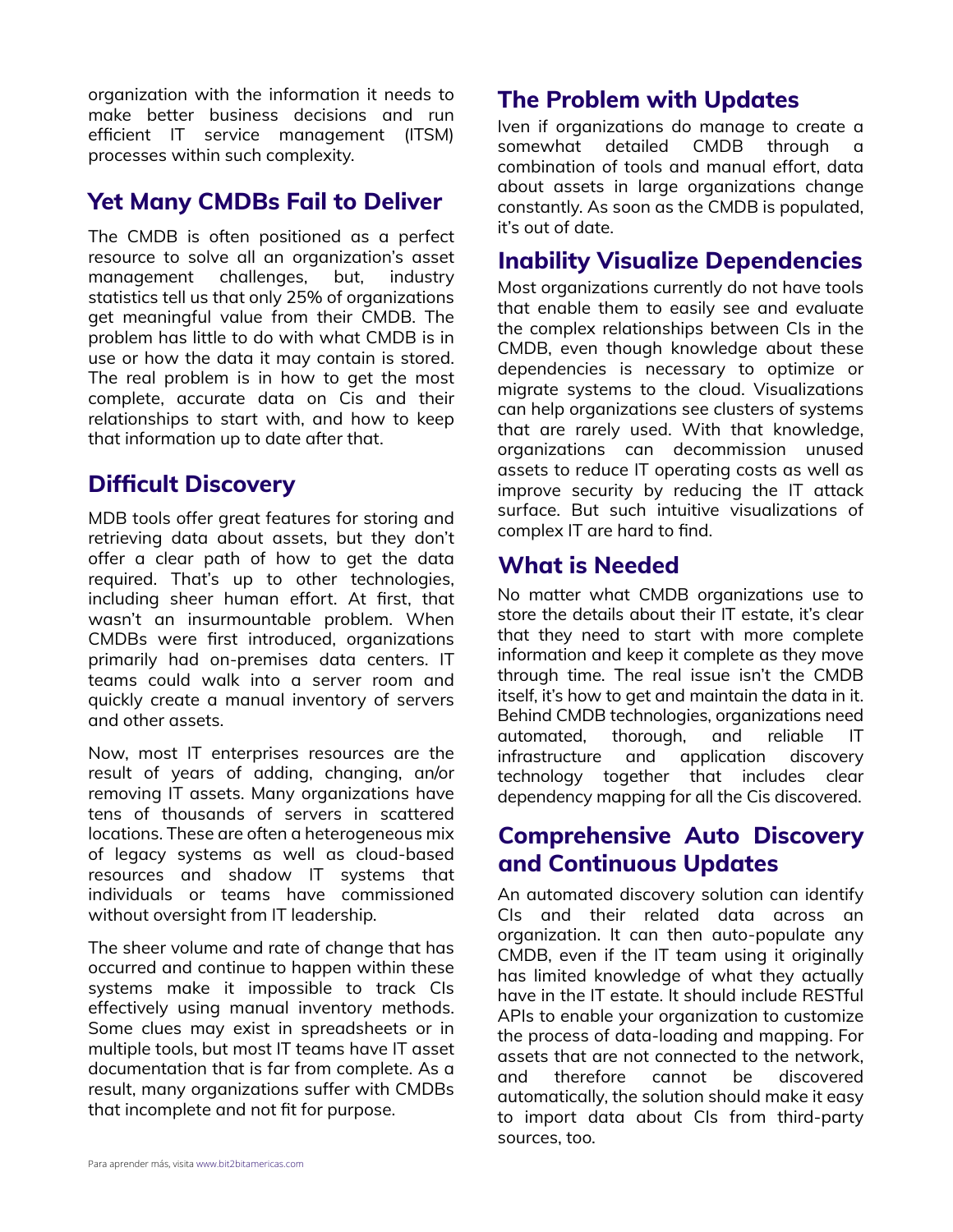organization with the information it needs to make better business decisions and run efficient IT service management (ITSM) processes within such complexity.

## Yet Many CMDBs Fail to Deliver

The CMDB is often positioned as a perfect resource to solve all an organization's asset management challenges, but, industry statistics tell us that only 25% of organizations get meaningful value from their CMDB. The problem has little to do with what CMDB is in use or how the data it may contain is stored. The real problem is in how to get the most complete, accurate data on Cis and their relationships to start with, and how to keep that information up to date after that.

## Difficult Discovery

MDB tools offer great features for storing and retrieving data about assets, but they don't offer a clear path of how to get the data required. That's up to other technologies, including sheer human effort. At first, that wasn't an insurmountable problem. When CMDBs were first introduced, organizations primarily had on-premises data centers. IT teams could walk into a server room and quickly create a manual inventory of servers and other assets.

Now, most IT enterprises resources are the result of years of adding, changing, an/or removing IT assets. Many organizations have tens of thousands of servers in scattered locations. These are often a heterogeneous mix of legacy systems as well as cloud-based resources and shadow IT systems that individuals or teams have commissioned without oversight from IT leadership.

The sheer volume and rate of change that has occurred and continue to happen within these systems make it impossible to track CIs effectively using manual inventory methods. Some clues may exist in spreadsheets or in multiple tools, but most IT teams have IT asset documentation that is far from complete. As a result, many organizations suffer with CMDBs that incomplete and not fit for purpose.

## The Problem with Updates

Iven if organizations do manage to create a somewhat detailed CMDB through a combination of tools and manual effort, data about assets in large organizations change constantly. As soon as the CMDB is populated, it's out of date.

## Inability Visualize Dependencies

Most organizations currently do not have tools that enable them to easily see and evaluate the complex relationships between CIs in the CMDB, even though knowledge about these dependencies is necessary to optimize or migrate systems to the cloud. Visualizations can help organizations see clusters of systems that are rarely used. With that knowledge, organizations can decommission unused assets to reduce IT operating costs as well as improve security by reducing the IT attack surface. But such intuitive visualizations of complex IT are hard to find.

## What is Needed

No matter what CMDB organizations use to store the details about their IT estate, it's clear that they need to start with more complete information and keep it complete as they move through time. The real issue isn't the CMDB itself, it's how to get and maintain the data in it. Behind CMDB technologies, organizations need automated, thorough, and reliable IT infrastructure and application discovery technology together that includes clear dependency mapping for all the Cis discovered.

## Comprehensive Auto Discovery and Continuous Updates

An automated discovery solution can identify CIs and their related data across an organization. It can then auto-populate any CMDB, even if the IT team using it originally has limited knowledge of what they actually have in the IT estate. It should include RESTful APIs to enable your organization to customize the process of data-loading and mapping. For assets that are not connected to the network, and therefore cannot be discovered automatically, the solution should make it easy to import data about CIs from third-party sources, too.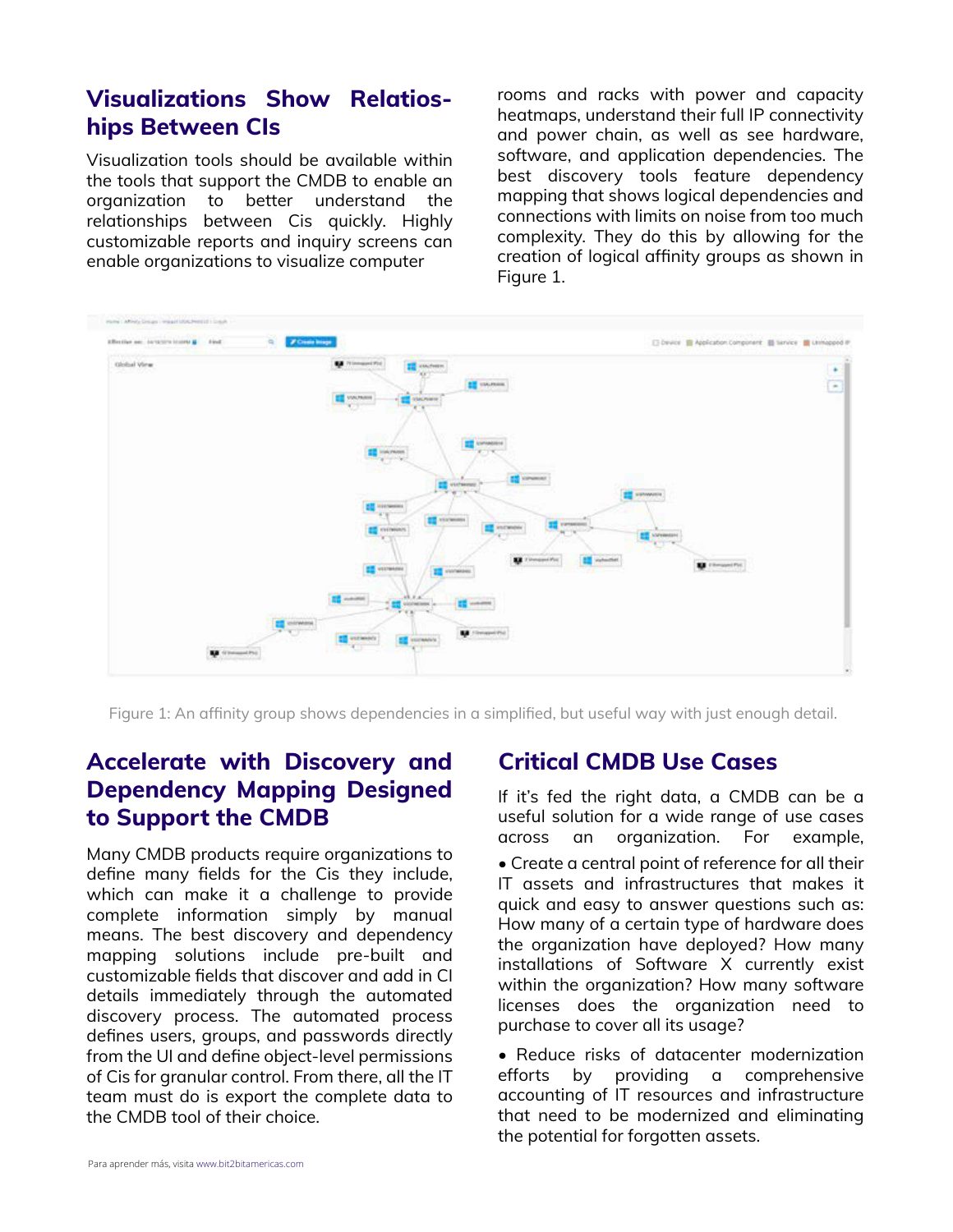## Visualizations Show Relatioships Between CIs

Visualization tools should be available within the tools that support the CMDB to enable an organization to better understand the relationships between Cis quickly. Highly customizable reports and inquiry screens can enable organizations to visualize computer rooms and racks with power and capacity heatmaps, understand their full IP connectivity and power chain, as well as see hardware, software, and application dependencies. The best discovery tools feature dependency mapping that shows logical dependencies and connections with limits on noise from too much complexity. They do this by allowing for the creation of logical affinity groups as shown in Figure 1.

Figure 1: An affinity group shows dependencies in a simplified, but useful way with just enough detail.

## Accelerate with Discovery and Dependency Mapping Designed to Support the CMDB

Many CMDB products require organizations to define many fields for the Cis they include, which can make it a challenge to provide complete information simply by manual means. The best discovery and dependency mapping solutions include pre-built and customizable fields that discover and add in CI details immediately through the automated discovery process. The automated process defines users, groups, and passwords directly from the UI and define object-level permissions of Cis for granular control. From there, all the IT team must do is export the complete data to the CMDB tool of their choice.

## Critical CMDB Use Cases

If it's fed the right data, a CMDB can be a useful solution for a wide range of use cases across an organization. For example,

- Create a central point of reference for all their IT assets and infrastructures that makes it quick and easy to answer questions such as: How many of a certain type of hardware does the organization have deployed? How many installations of Software X currently exist within the organization? How many software licenses does the organization need to purchase to cover all its usage?

- Reduce risks of datacenter modernization efforts by providing a comprehensive accounting of IT resources and infrastructure that need to be modernized and eliminating the potential for forgotten assets.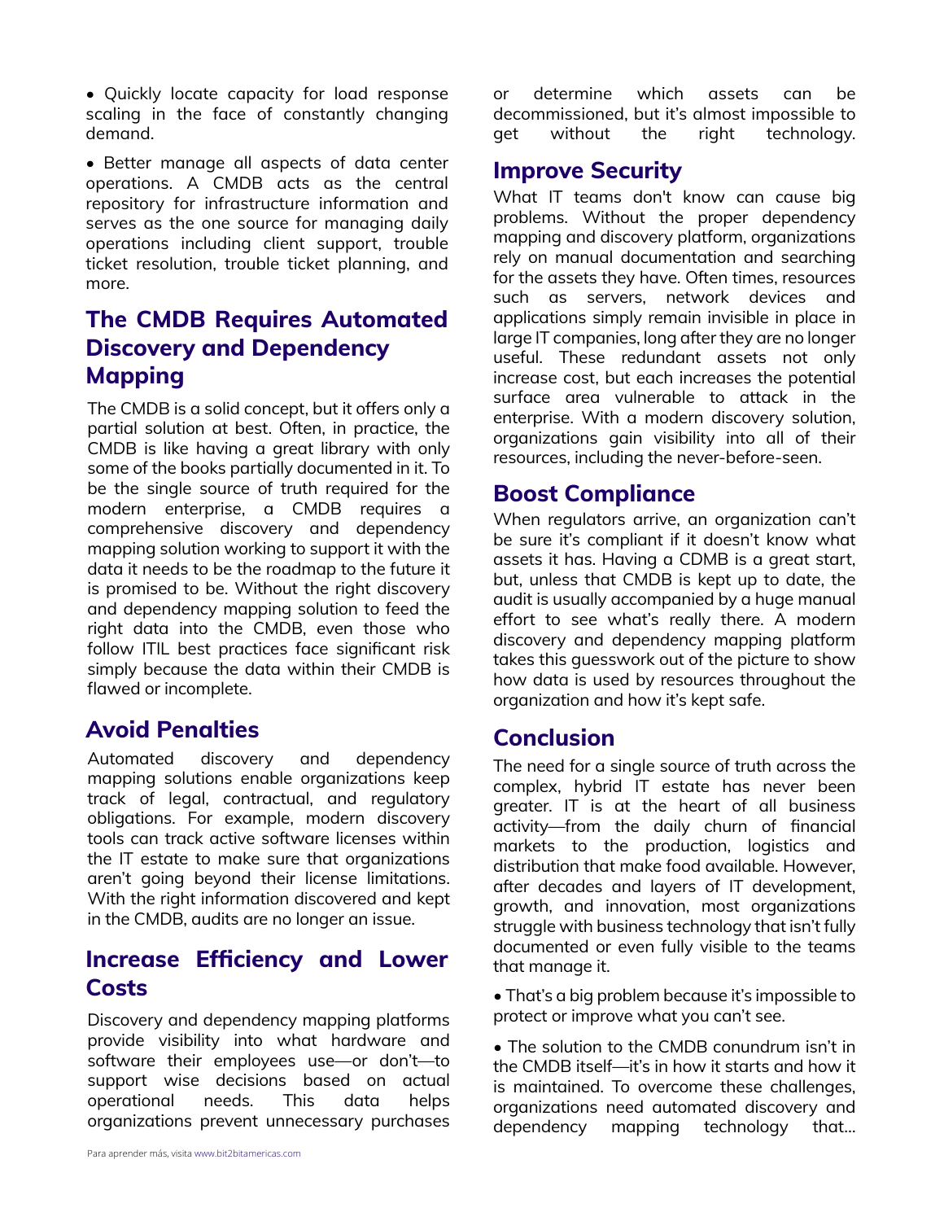- Quickly locate capacity for load response scaling in the face of constantly changing demand.

- Better manage all aspects of data center operations. A CMDB acts as the central repository for infrastructure information and serves as the one source for managing daily operations including client support, trouble ticket resolution, trouble ticket planning, and more.

## The CMDB Requires Automated Discovery and Dependency Mapping

The CMDB is a solid concept, but it offers only a partial solution at best. Often, in practice, the CMDB is like having a great library with only some of the books partially documented in it. To be the single source of truth required for the modern enterprise, a CMDB requires a comprehensive discovery and dependency mapping solution working to support it with the data it needs to be the roadmap to the future it is promised to be. Without the right discovery and dependency mapping solution to feed the right data into the CMDB, even those who follow ITIL best practices face significant risk simply because the data within their CMDB is flawed or incomplete.

## Avoid Penalties

Automated discovery and dependency mapping solutions enable organizations keep track of legal, contractual, and regulatory obligations. For example, modern discovery tools can track active software licenses within the IT estate to make sure that organizations aren't going beyond their license limitations. With the right information discovered and kept in the CMDB, audits are no longer an issue.

## Increase Efficiency and Lower Costs

Discovery and dependency mapping platforms provide visibility into what hardware and software their employees use—or don't—to support wise decisions based on actual operational needs. This data helps organizations prevent unnecessary purchases or determine which assets can be decommissioned, but it's almost impossible to get without the right technology.

## Improve Security

What IT teams don't know can cause big problems. Without the proper dependency mapping and discovery platform, organizations rely on manual documentation and searching for the assets they have. Often times, resources such as servers, network devices and applications simply remain invisible in place in large IT companies, long after they are no longer useful. These redundant assets not only increase cost, but each increases the potential surface area vulnerable to attack in the enterprise. With a modern discovery solution, organizations gain visibility into all of their resources, including the never-before-seen.

## Boost Compliance

When regulators arrive, an organization can't be sure it's compliant if it doesn't know what assets it has. Having a CDMB is a great start, but, unless that CMDB is kept up to date, the audit is usually accompanied by a huge manual effort to see what's really there. A modern discovery and dependency mapping platform takes this guesswork out of the picture to show how data is used by resources throughout the organization and how it's kept safe.

## Conclusion

The need for a single source of truth across the complex, hybrid IT estate has never been greater. IT is at the heart of all business activity—from the daily churn of financial markets to the production, logistics and distribution that make food available. However, after decades and layers of IT development, growth, and innovation, most organizations struggle with business technology that isn't fully documented or even fully visible to the teams that manage it.

- That's a big problem because it's impossible to protect or improve what you can't see.

- The solution to the CMDB conundrum isn't in the CMDB itself—it's in how it starts and how it is maintained. To overcome these challenges, organizations need automated discovery and dependency mapping technology that...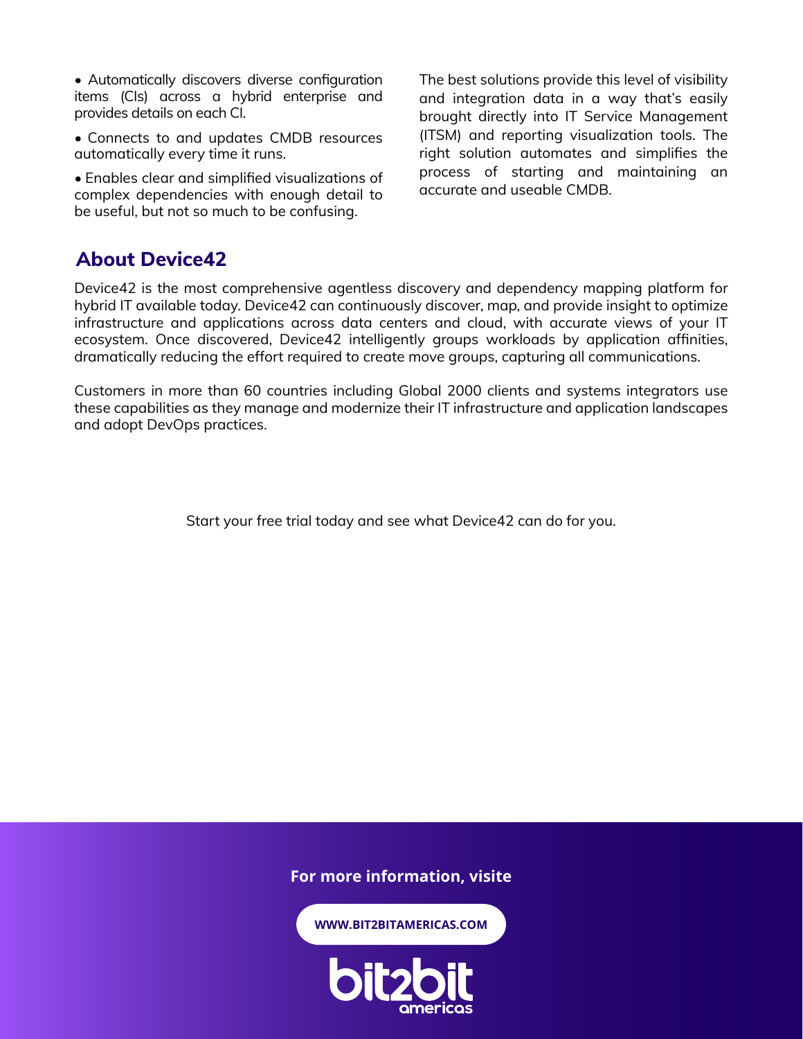- Automatically discovers diverse configuration items (CIs) across a hybrid enterprise and provides details on each CI.
- Connects to and updates CMDB resources automatically every time it runs.
- Enables clear and simplified visualizations of complex dependencies with enough detail to be useful, but not so much to be confusing.

The best solutions provide this level of visibility and integration data in a way that's easily brought directly into IT Service Management (ITSM) and reporting visualization tools. The right solution automates and simplifies the process of starting and maintaining an accurate and useable CMDB.

## About Device42

Device42 is the most comprehensive agentless discovery and dependency mapping platform for hybrid IT available today. Device42 can continuously discover, map, and provide insight to optimize infrastructure and applications across data centers and cloud, with accurate views of your IT ecosystem. Once discovered, Device42 intelligently groups workloads by application affinities, dramatically reducing the effort required to create move groups, capturing all communications.

Customers in more than 60 countries including Global 2000 clients and systems integrators use these capabilities as they manage and modernize their IT infrastructure and application landscapes and adopt DevOps practices.

Start your free trial today and see what Device42 can do for you.

**For more information, visite**

**WWW.BIT2BITAMERICAS.COM**

bit2bit americas